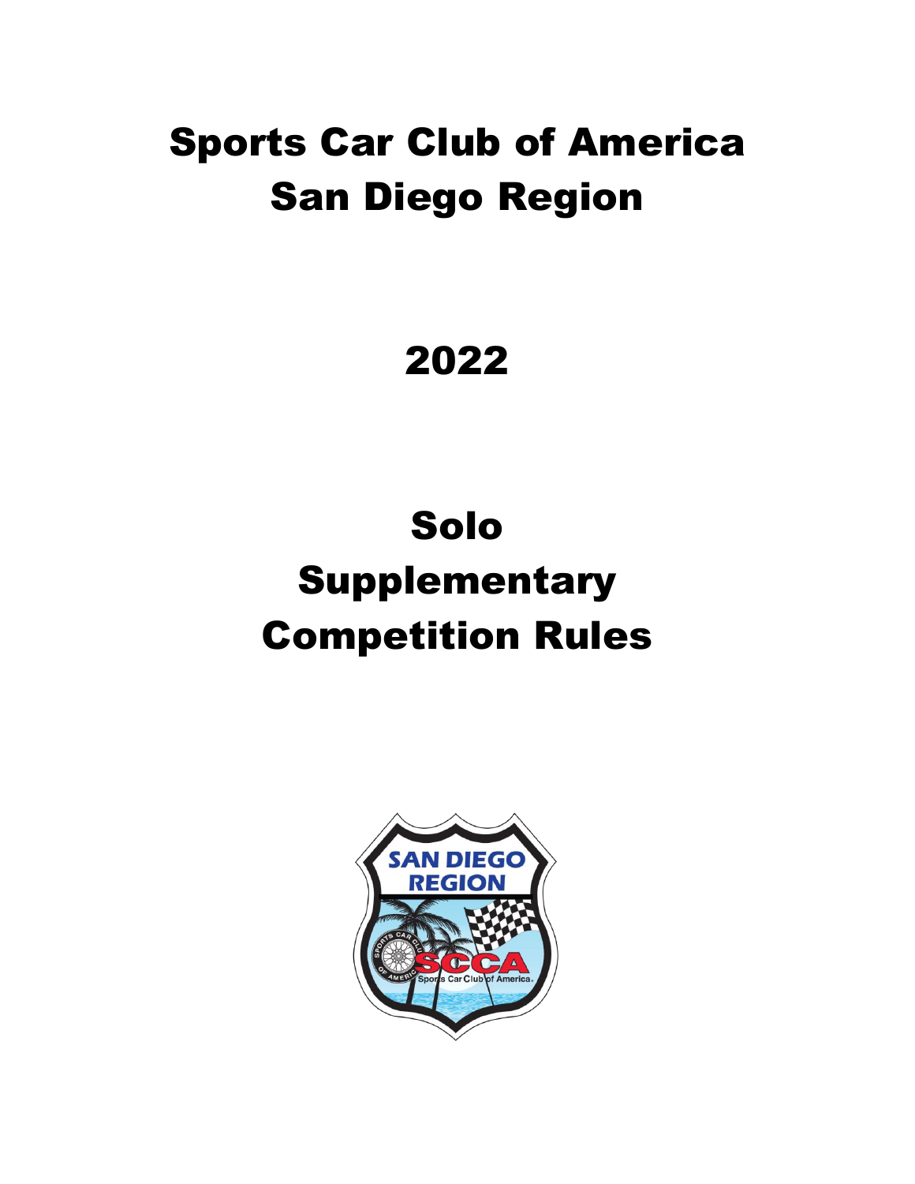# Sports Car Club of America
# San Diego Region

# 2022

# Solo
# Supplementary
# Competition Rules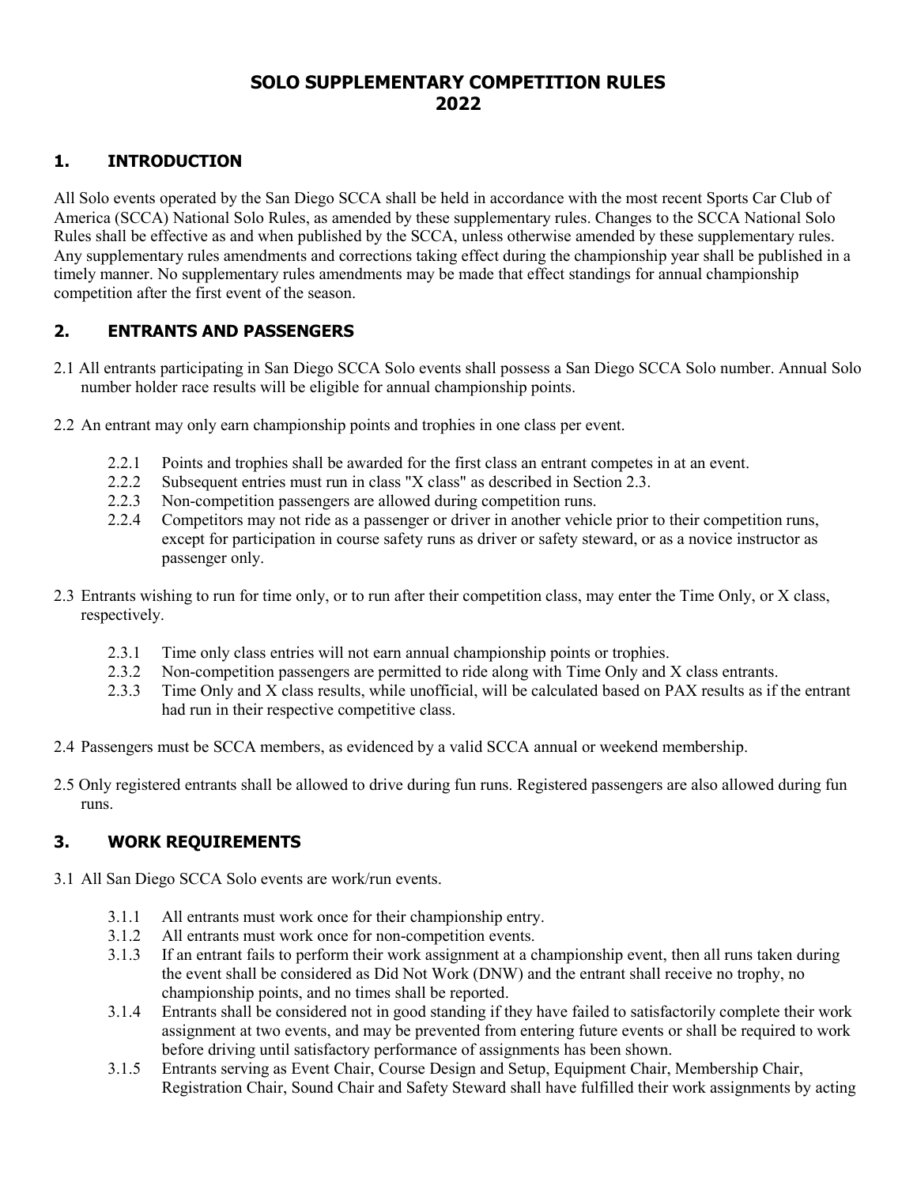# SOLO SUPPLEMENTARY COMPETITION RULES 2022

## 1. INTRODUCTION

All Solo events operated by the San Diego SCCA shall be held in accordance with the most recent Sports Car Club of America (SCCA) National Solo Rules, as amended by these supplementary rules. Changes to the SCCA National Solo Rules shall be effective as and when published by the SCCA, unless otherwise amended by these supplementary rules. Any supplementary rules amendments and corrections taking effect during the championship year shall be published in a timely manner. No supplementary rules amendments may be made that effect standings for annual championship competition after the first event of the season.

## 2. ENTRANTS AND PASSENGERS

2.1 All entrants participating in San Diego SCCA Solo events shall possess a San Diego SCCA Solo number. Annual Solo number holder race results will be eligible for annual championship points.

2.2 An entrant may only earn championship points and trophies in one class per event.

- 2.2.1 Points and trophies shall be awarded for the first class an entrant competes in at an event.
- 2.2.2 Subsequent entries must run in class "X class" as described in Section 2.3.
- 2.2.3 Non-competition passengers are allowed during competition runs.
- 2.2.4 Competitors may not ride as a passenger or driver in another vehicle prior to their competition runs, except for participation in course safety runs as driver or safety steward, or as a novice instructor as passenger only.

2.3 Entrants wishing to run for time only, or to run after their competition class, may enter the Time Only, or X class, respectively.

- 2.3.1 Time only class entries will not earn annual championship points or trophies.
- 2.3.2 Non-competition passengers are permitted to ride along with Time Only and X class entrants.
- 2.3.3 Time Only and X class results, while unofficial, will be calculated based on PAX results as if the entrant had run in their respective competitive class.

2.4 Passengers must be SCCA members, as evidenced by a valid SCCA annual or weekend membership.

2.5 Only registered entrants shall be allowed to drive during fun runs. Registered passengers are also allowed during fun runs.

## 3. WORK REQUIREMENTS

3.1 All San Diego SCCA Solo events are work/run events.

- 3.1.1 All entrants must work once for their championship entry.
- 3.1.2 All entrants must work once for non-competition events.
- 3.1.3 If an entrant fails to perform their work assignment at a championship event, then all runs taken during the event shall be considered as Did Not Work (DNW) and the entrant shall receive no trophy, no championship points, and no times shall be reported.
- 3.1.4 Entrants shall be considered not in good standing if they have failed to satisfactorily complete their work assignment at two events, and may be prevented from entering future events or shall be required to work before driving until satisfactory performance of assignments has been shown.
- 3.1.5 Entrants serving as Event Chair, Course Design and Setup, Equipment Chair, Membership Chair, Registration Chair, Sound Chair and Safety Steward shall have fulfilled their work assignments by acting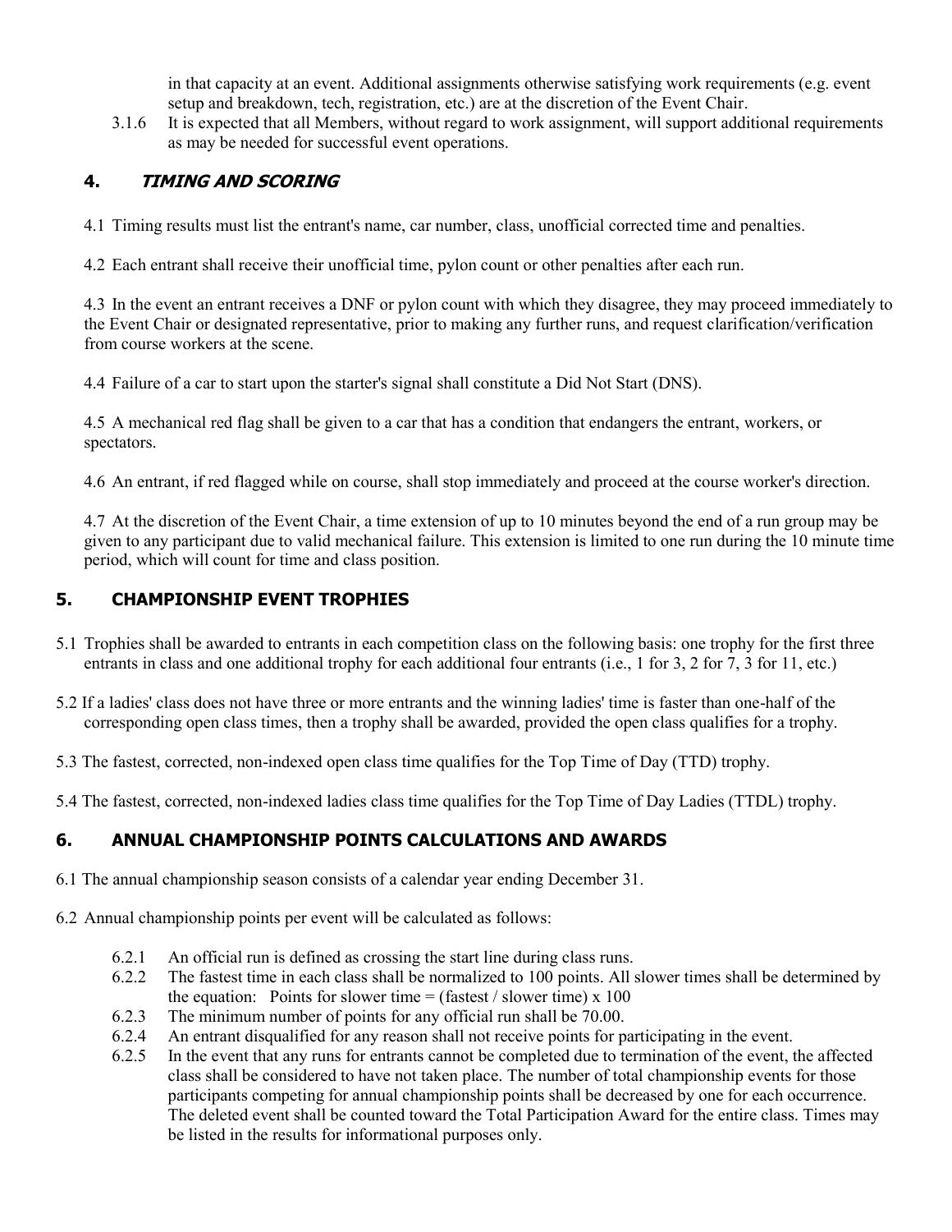in that capacity at an event. Additional assignments otherwise satisfying work requirements (e.g. event setup and breakdown, tech, registration, etc.) are at the discretion of the Event Chair.

3.1.6 It is expected that all Members, without regard to work assignment, will support additional requirements as may be needed for successful event operations.

## 4. *TIMING AND SCORING*

4.1 Timing results must list the entrant's name, car number, class, unofficial corrected time and penalties.

4.2 Each entrant shall receive their unofficial time, pylon count or other penalties after each run.

4.3 In the event an entrant receives a DNF or pylon count with which they disagree, they may proceed immediately to the Event Chair or designated representative, prior to making any further runs, and request clarification/verification from course workers at the scene.

4.4 Failure of a car to start upon the starter's signal shall constitute a Did Not Start (DNS).

4.5 A mechanical red flag shall be given to a car that has a condition that endangers the entrant, workers, or spectators.

4.6 An entrant, if red flagged while on course, shall stop immediately and proceed at the course worker's direction.

4.7 At the discretion of the Event Chair, a time extension of up to 10 minutes beyond the end of a run group may be given to any participant due to valid mechanical failure. This extension is limited to one run during the 10 minute time period, which will count for time and class position.

## 5. CHAMPIONSHIP EVENT TROPHIES

5.1 Trophies shall be awarded to entrants in each competition class on the following basis: one trophy for the first three entrants in class and one additional trophy for each additional four entrants (i.e., 1 for 3, 2 for 7, 3 for 11, etc.)

5.2 If a ladies' class does not have three or more entrants and the winning ladies' time is faster than one-half of the corresponding open class times, then a trophy shall be awarded, provided the open class qualifies for a trophy.

5.3 The fastest, corrected, non-indexed open class time qualifies for the Top Time of Day (TTD) trophy.

5.4 The fastest, corrected, non-indexed ladies class time qualifies for the Top Time of Day Ladies (TTDL) trophy.

## 6. ANNUAL CHAMPIONSHIP POINTS CALCULATIONS AND AWARDS

6.1 The annual championship season consists of a calendar year ending December 31.

6.2 Annual championship points per event will be calculated as follows:

6.2.1 An official run is defined as crossing the start line during class runs.

6.2.2 The fastest time in each class shall be normalized to 100 points. All slower times shall be determined by the equation: Points for slower time = (fastest / slower time) x 100

6.2.3 The minimum number of points for any official run shall be 70.00.

6.2.4 An entrant disqualified for any reason shall not receive points for participating in the event.

6.2.5 In the event that any runs for entrants cannot be completed due to termination of the event, the affected class shall be considered to have not taken place. The number of total championship events for those participants competing for annual championship points shall be decreased by one for each occurrence. The deleted event shall be counted toward the Total Participation Award for the entire class. Times may be listed in the results for informational purposes only.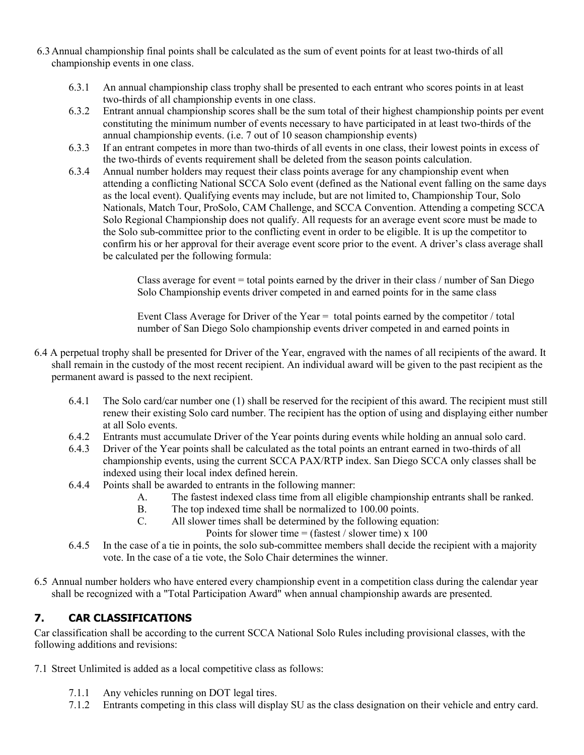6.3 Annual championship final points shall be calculated as the sum of event points for at least two-thirds of all championship events in one class.

6.3.1 An annual championship class trophy shall be presented to each entrant who scores points in at least two-thirds of all championship events in one class.

6.3.2 Entrant annual championship scores shall be the sum total of their highest championship points per event constituting the minimum number of events necessary to have participated in at least two-thirds of the annual championship events. (i.e. 7 out of 10 season championship events)

6.3.3 If an entrant competes in more than two-thirds of all events in one class, their lowest points in excess of the two-thirds of events requirement shall be deleted from the season points calculation.

6.3.4 Annual number holders may request their class points average for any championship event when attending a conflicting National SCCA Solo event (defined as the National event falling on the same days as the local event). Qualifying events may include, but are not limited to, Championship Tour, Solo Nationals, Match Tour, ProSolo, CAM Challenge, and SCCA Convention. Attending a competing SCCA Solo Regional Championship does not qualify. All requests for an average event score must be made to the Solo sub-committee prior to the conflicting event in order to be eligible. It is up the competitor to confirm his or her approval for their average event score prior to the event. A driver's class average shall be calculated per the following formula:

> Class average for event = total points earned by the driver in their class / number of San Diego Solo Championship events driver competed in and earned points for in the same class
>
> Event Class Average for Driver of the Year = total points earned by the competitor / total number of San Diego Solo championship events driver competed in and earned points in

6.4 A perpetual trophy shall be presented for Driver of the Year, engraved with the names of all recipients of the award. It shall remain in the custody of the most recent recipient. An individual award will be given to the past recipient as the permanent award is passed to the next recipient.

6.4.1 The Solo card/car number one (1) shall be reserved for the recipient of this award. The recipient must still renew their existing Solo card number. The recipient has the option of using and displaying either number at all Solo events.

6.4.2 Entrants must accumulate Driver of the Year points during events while holding an annual solo card.

6.4.3 Driver of the Year points shall be calculated as the total points an entrant earned in two-thirds of all championship events, using the current SCCA PAX/RTP index. San Diego SCCA only classes shall be indexed using their local index defined herein.

6.4.4 Points shall be awarded to entrants in the following manner:

- A. The fastest indexed class time from all eligible championship entrants shall be ranked.
- B. The top indexed time shall be normalized to 100.00 points.
- C. All slower times shall be determined by the following equation:

  Points for slower time = (fastest / slower time) x 100

6.4.5 In the case of a tie in points, the solo sub-committee members shall decide the recipient with a majority vote. In the case of a tie vote, the Solo Chair determines the winner.

6.5 Annual number holders who have entered every championship event in a competition class during the calendar year shall be recognized with a "Total Participation Award" when annual championship awards are presented.

## 7. CAR CLASSIFICATIONS

Car classification shall be according to the current SCCA National Solo Rules including provisional classes, with the following additions and revisions:

7.1 Street Unlimited is added as a local competitive class as follows:

7.1.1 Any vehicles running on DOT legal tires.

7.1.2 Entrants competing in this class will display SU as the class designation on their vehicle and entry card.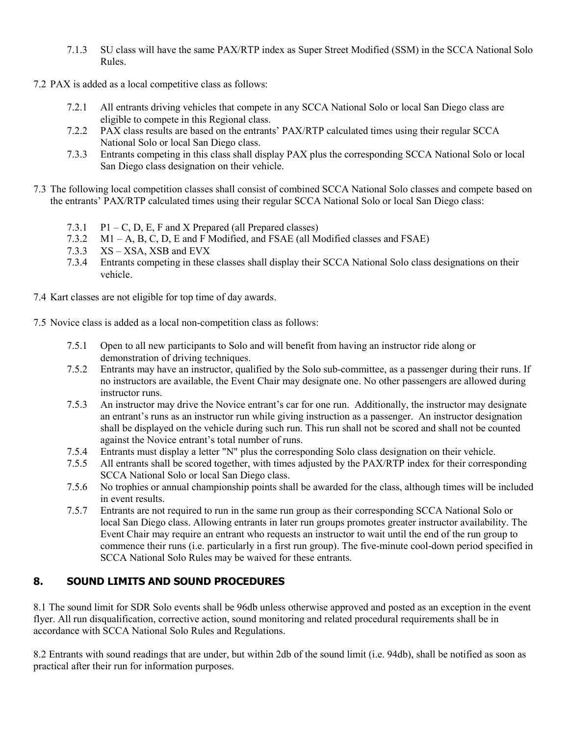7.1.3 SU class will have the same PAX/RTP index as Super Street Modified (SSM) in the SCCA National Solo Rules.

7.2 PAX is added as a local competitive class as follows:

- 7.2.1 All entrants driving vehicles that compete in any SCCA National Solo or local San Diego class are eligible to compete in this Regional class.
- 7.2.2 PAX class results are based on the entrants' PAX/RTP calculated times using their regular SCCA National Solo or local San Diego class.
- 7.3.3 Entrants competing in this class shall display PAX plus the corresponding SCCA National Solo or local San Diego class designation on their vehicle.

7.3 The following local competition classes shall consist of combined SCCA National Solo classes and compete based on the entrants' PAX/RTP calculated times using their regular SCCA National Solo or local San Diego class:

- 7.3.1 P1 – C, D, E, F and X Prepared (all Prepared classes)
- 7.3.2 M1 – A, B, C, D, E and F Modified, and FSAE (all Modified classes and FSAE)
- 7.3.3 XS – XSA, XSB and EVX
- 7.3.4 Entrants competing in these classes shall display their SCCA National Solo class designations on their vehicle.

7.4 Kart classes are not eligible for top time of day awards.

7.5 Novice class is added as a local non-competition class as follows:

- 7.5.1 Open to all new participants to Solo and will benefit from having an instructor ride along or demonstration of driving techniques.
- 7.5.2 Entrants may have an instructor, qualified by the Solo sub-committee, as a passenger during their runs. If no instructors are available, the Event Chair may designate one. No other passengers are allowed during instructor runs.
- 7.5.3 An instructor may drive the Novice entrant's car for one run. Additionally, the instructor may designate an entrant's runs as an instructor run while giving instruction as a passenger. An instructor designation shall be displayed on the vehicle during such run. This run shall not be scored and shall not be counted against the Novice entrant's total number of runs.
- 7.5.4 Entrants must display a letter "N" plus the corresponding Solo class designation on their vehicle.
- 7.5.5 All entrants shall be scored together, with times adjusted by the PAX/RTP index for their corresponding SCCA National Solo or local San Diego class.
- 7.5.6 No trophies or annual championship points shall be awarded for the class, although times will be included in event results.
- 7.5.7 Entrants are not required to run in the same run group as their corresponding SCCA National Solo or local San Diego class. Allowing entrants in later run groups promotes greater instructor availability. The Event Chair may require an entrant who requests an instructor to wait until the end of the run group to commence their runs (i.e. particularly in a first run group). The five-minute cool-down period specified in SCCA National Solo Rules may be waived for these entrants.

## 8. SOUND LIMITS AND SOUND PROCEDURES

8.1 The sound limit for SDR Solo events shall be 96db unless otherwise approved and posted as an exception in the event flyer. All run disqualification, corrective action, sound monitoring and related procedural requirements shall be in accordance with SCCA National Solo Rules and Regulations.

8.2 Entrants with sound readings that are under, but within 2db of the sound limit (i.e. 94db), shall be notified as soon as practical after their run for information purposes.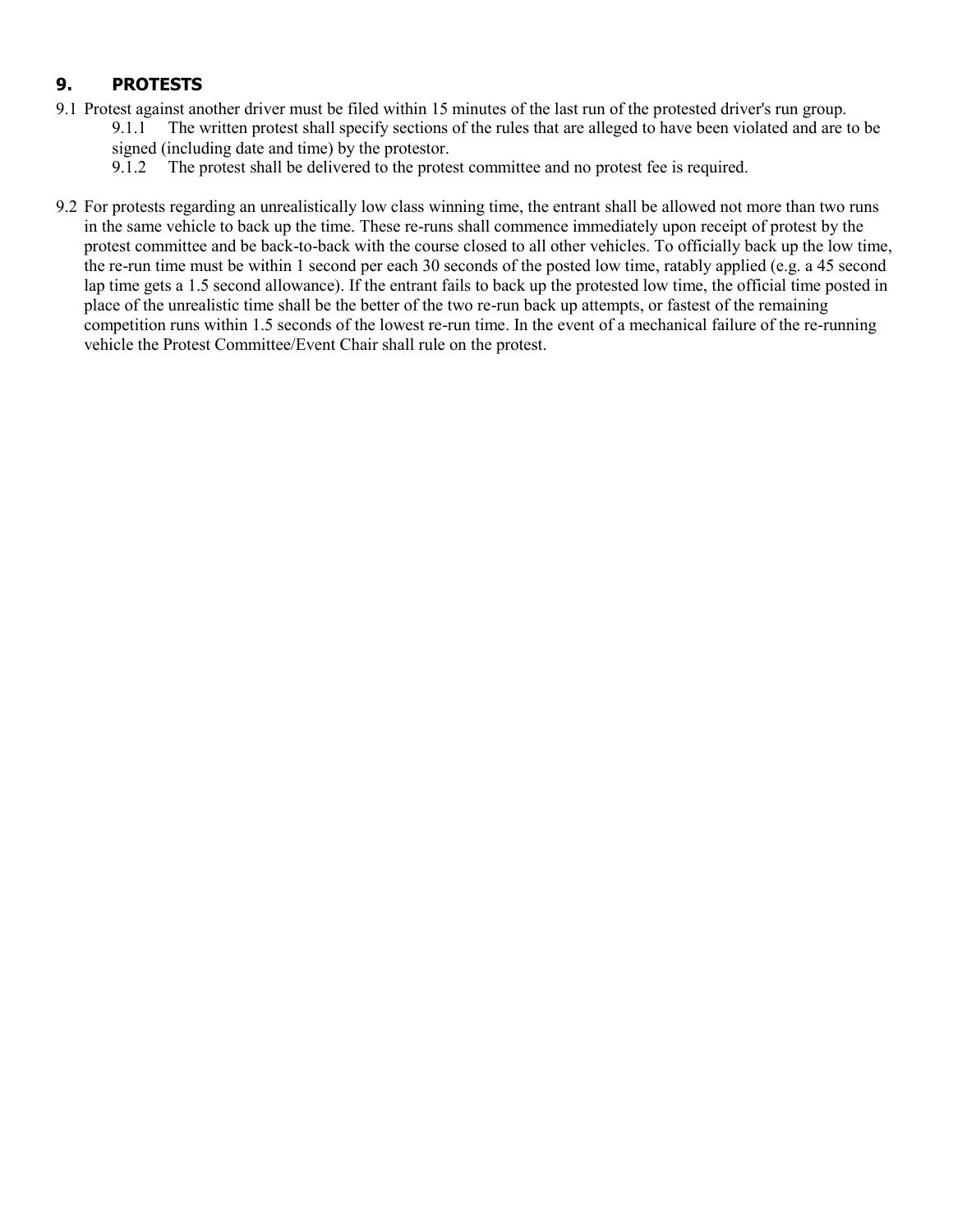## 9. PROTESTS

9.1 Protest against another driver must be filed within 15 minutes of the last run of the protested driver's run group.

- 9.1.1 The written protest shall specify sections of the rules that are alleged to have been violated and are to be signed (including date and time) by the protestor.
- 9.1.2 The protest shall be delivered to the protest committee and no protest fee is required.

9.2 For protests regarding an unrealistically low class winning time, the entrant shall be allowed not more than two runs in the same vehicle to back up the time. These re-runs shall commence immediately upon receipt of protest by the protest committee and be back-to-back with the course closed to all other vehicles. To officially back up the low time, the re-run time must be within 1 second per each 30 seconds of the posted low time, ratably applied (e.g. a 45 second lap time gets a 1.5 second allowance). If the entrant fails to back up the protested low time, the official time posted in place of the unrealistic time shall be the better of the two re-run back up attempts, or fastest of the remaining competition runs within 1.5 seconds of the lowest re-run time. In the event of a mechanical failure of the re-running vehicle the Protest Committee/Event Chair shall rule on the protest.